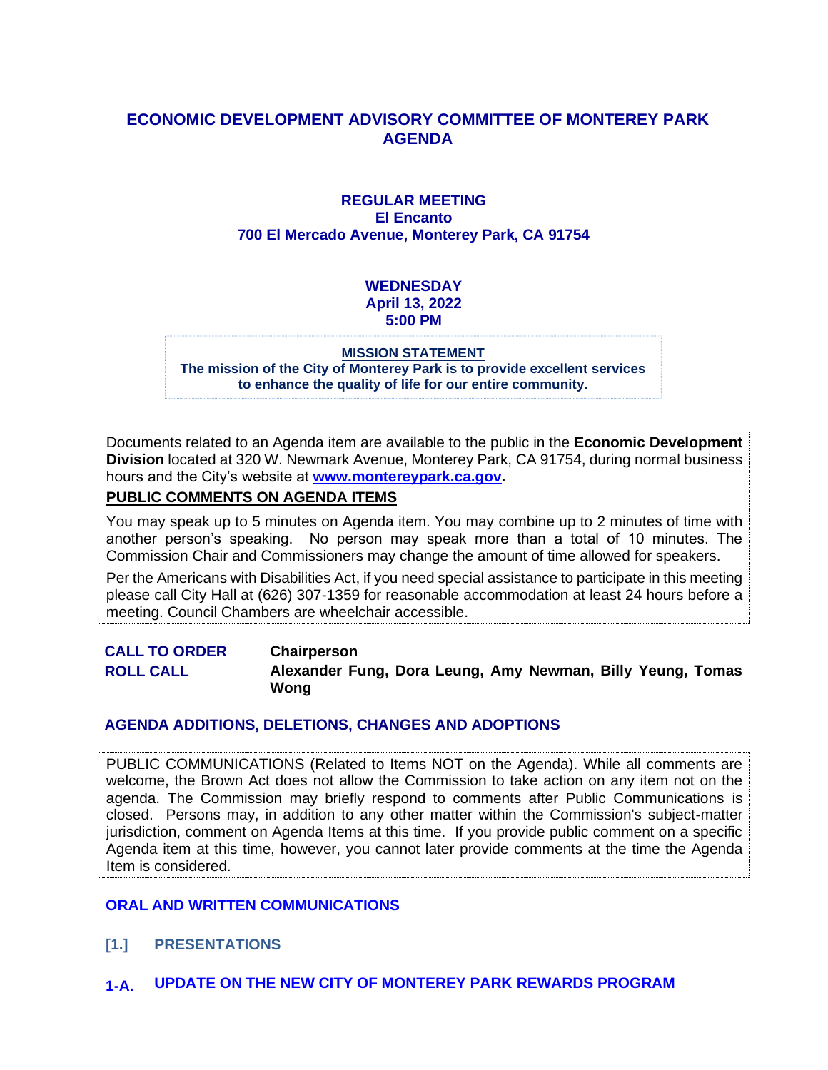# ECONOMIC DEVELOPMENT ADVISORY COMMITTEE OF MONTEREY PARK AGENDA

**REGULAR MEETING**
**El Encanto**
**700 El Mercado Avenue, Monterey Park, CA 91754**

**WEDNESDAY**
**April 13, 2022**
**5:00 PM**

**MISSION STATEMENT**
**The mission of the City of Monterey Park is to provide excellent services to enhance the quality of life for our entire community.**

Documents related to an Agenda item are available to the public in the **Economic Development Division** located at 320 W. Newmark Avenue, Monterey Park, CA 91754, during normal business hours and the City's website at **www.montereypark.ca.gov.**

**PUBLIC COMMENTS ON AGENDA ITEMS**

You may speak up to 5 minutes on Agenda item. You may combine up to 2 minutes of time with another person's speaking. No person may speak more than a total of 10 minutes. The Commission Chair and Commissioners may change the amount of time allowed for speakers.

Per the Americans with Disabilities Act, if you need special assistance to participate in this meeting please call City Hall at (626) 307-1359 for reasonable accommodation at least 24 hours before a meeting. Council Chambers are wheelchair accessible.

**CALL TO ORDER** **Chairperson**

**ROLL CALL** **Alexander Fung, Dora Leung, Amy Newman, Billy Yeung, Tomas Wong**

## AGENDA ADDITIONS, DELETIONS, CHANGES AND ADOPTIONS

PUBLIC COMMUNICATIONS (Related to Items NOT on the Agenda). While all comments are welcome, the Brown Act does not allow the Commission to take action on any item not on the agenda. The Commission may briefly respond to comments after Public Communications is closed. Persons may, in addition to any other matter within the Commission's subject-matter jurisdiction, comment on Agenda Items at this time. If you provide public comment on a specific Agenda item at this time, however, you cannot later provide comments at the time the Agenda Item is considered.

## ORAL AND WRITTEN COMMUNICATIONS

## [1.] PRESENTATIONS

### 1-A. UPDATE ON THE NEW CITY OF MONTEREY PARK REWARDS PROGRAM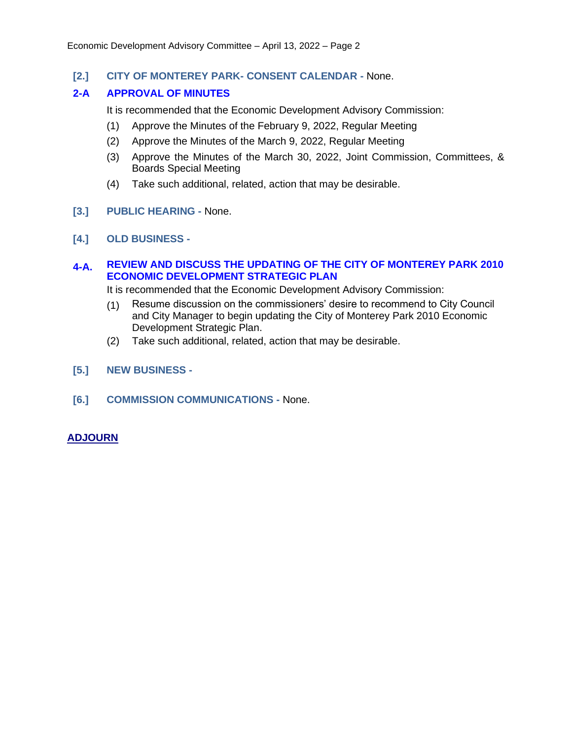## [2.] CITY OF MONTEREY PARK- CONSENT CALENDAR - None.

### 2-A APPROVAL OF MINUTES

It is recommended that the Economic Development Advisory Commission:

(1) Approve the Minutes of the February 9, 2022, Regular Meeting

(2) Approve the Minutes of the March 9, 2022, Regular Meeting

(3) Approve the Minutes of the March 30, 2022, Joint Commission, Committees, & Boards Special Meeting

(4) Take such additional, related, action that may be desirable.

## [3.] PUBLIC HEARING - None.

## [4.] OLD BUSINESS -

### 4-A. REVIEW AND DISCUSS THE UPDATING OF THE CITY OF MONTEREY PARK 2010 ECONOMIC DEVELOPMENT STRATEGIC PLAN

It is recommended that the Economic Development Advisory Commission:

(1) Resume discussion on the commissioners' desire to recommend to City Council and City Manager to begin updating the City of Monterey Park 2010 Economic Development Strategic Plan.

(2) Take such additional, related, action that may be desirable.

## [5.] NEW BUSINESS -

## [6.] COMMISSION COMMUNICATIONS - None.

## ADJOURN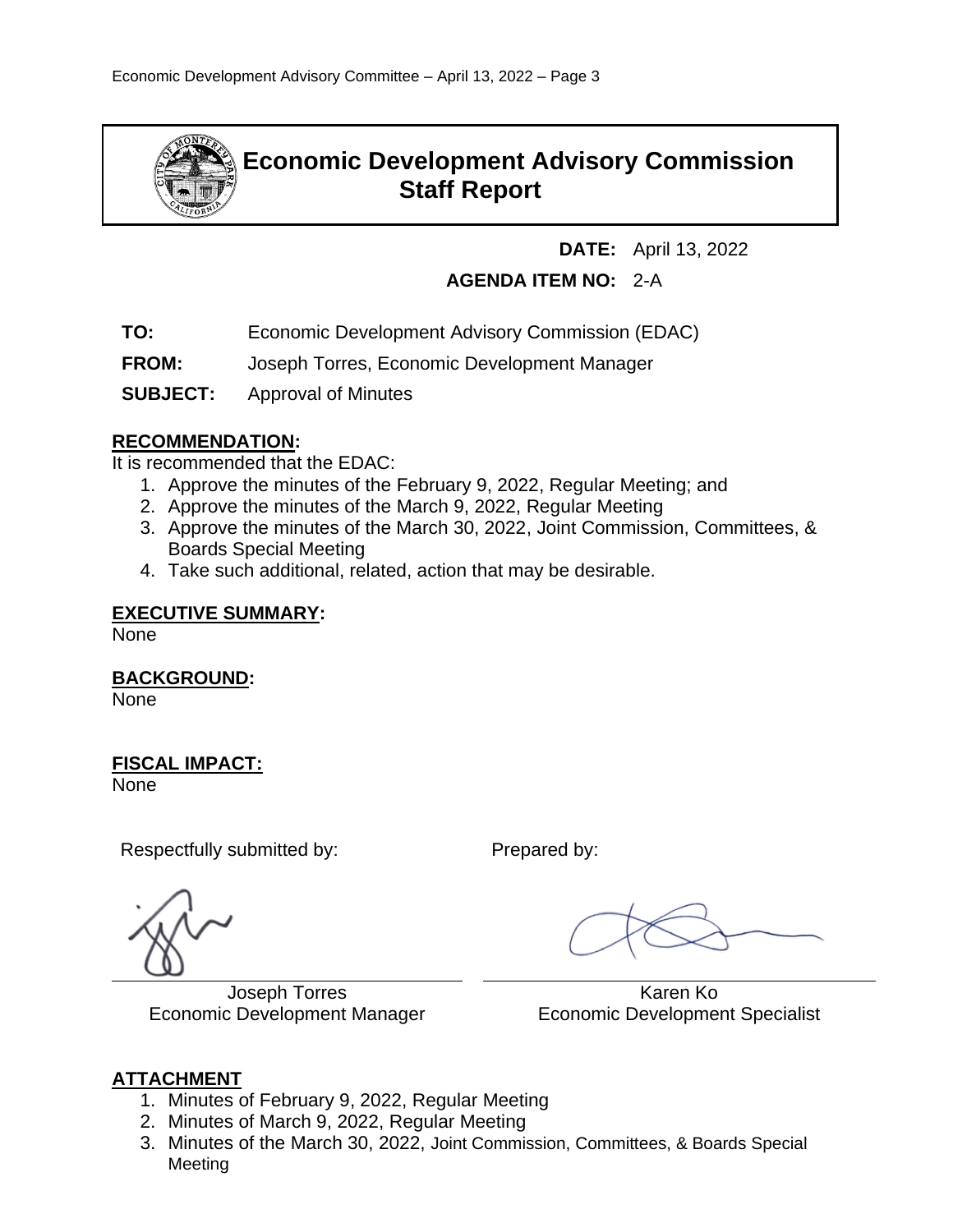# Economic Development Advisory Commission Staff Report

**DATE:** April 13, 2022

**AGENDA ITEM NO:** 2-A

**TO:** Economic Development Advisory Commission (EDAC)

**FROM:** Joseph Torres, Economic Development Manager

**SUBJECT:** Approval of Minutes

## RECOMMENDATION:

It is recommended that the EDAC:

1. Approve the minutes of the February 9, 2022, Regular Meeting; and
2. Approve the minutes of the March 9, 2022, Regular Meeting
3. Approve the minutes of the March 30, 2022, Joint Commission, Committees, & Boards Special Meeting
4. Take such additional, related, action that may be desirable.

## EXECUTIVE SUMMARY:

None

## BACKGROUND:

None

## FISCAL IMPACT:

None

Respectfully submitted by:

Joseph Torres
Economic Development Manager

Prepared by:

Karen Ko
Economic Development Specialist

## ATTACHMENT

1. Minutes of February 9, 2022, Regular Meeting
2. Minutes of March 9, 2022, Regular Meeting
3. Minutes of the March 30, 2022, Joint Commission, Committees, & Boards Special Meeting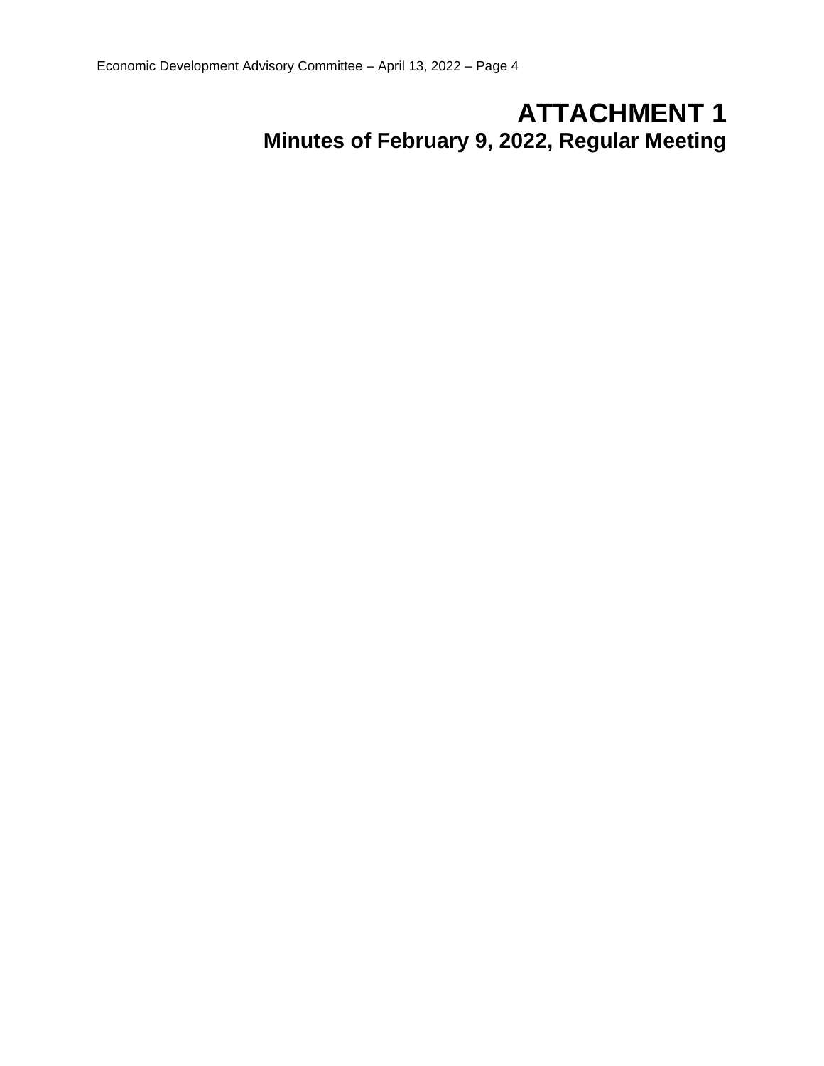# ATTACHMENT 1

## Minutes of February 9, 2022, Regular Meeting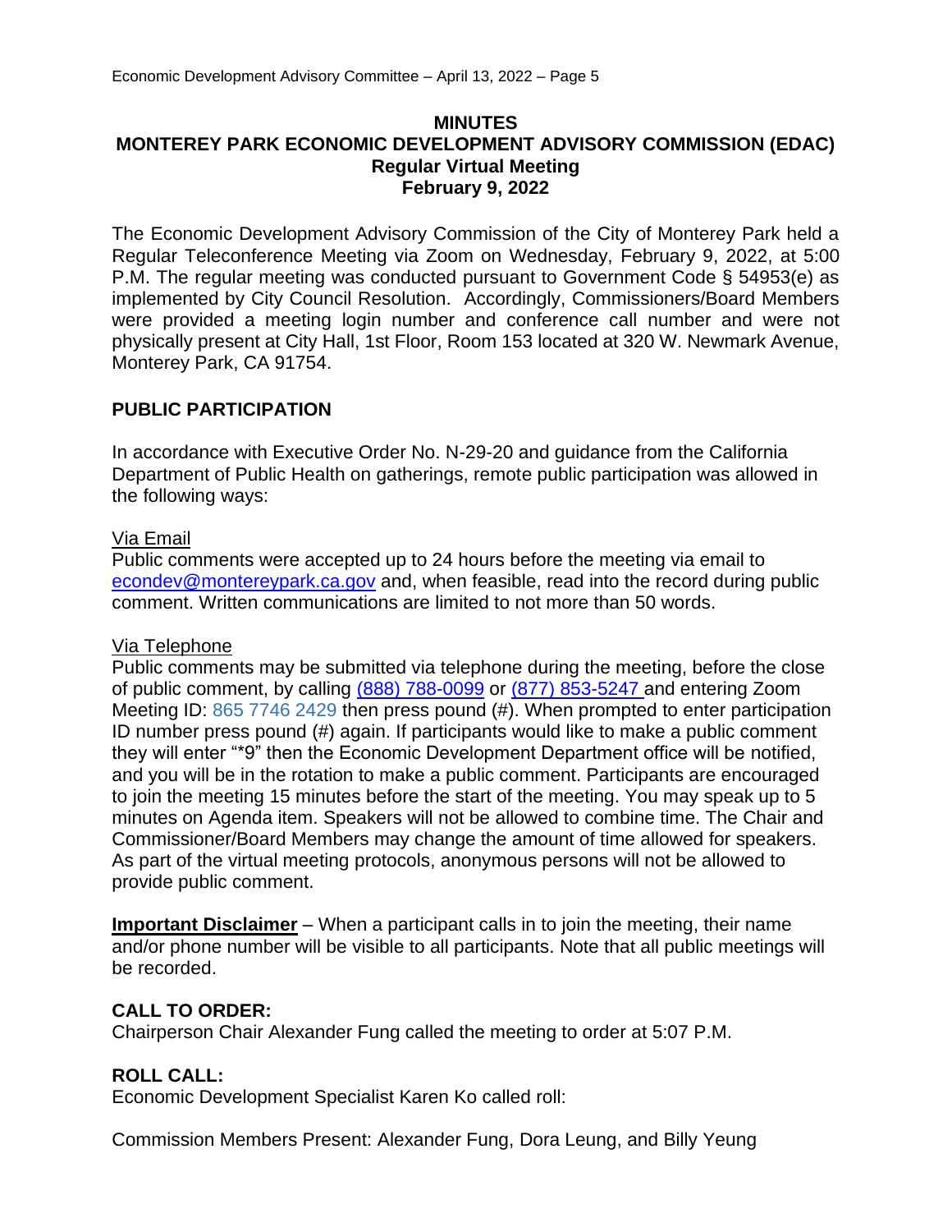**MINUTES**
**MONTEREY PARK ECONOMIC DEVELOPMENT ADVISORY COMMISSION (EDAC)**
**Regular Virtual Meeting**
**February 9, 2022**

The Economic Development Advisory Commission of the City of Monterey Park held a Regular Teleconference Meeting via Zoom on Wednesday, February 9, 2022, at 5:00 P.M. The regular meeting was conducted pursuant to Government Code § 54953(e) as implemented by City Council Resolution. Accordingly, Commissioners/Board Members were provided a meeting login number and conference call number and were not physically present at City Hall, 1st Floor, Room 153 located at 320 W. Newmark Avenue, Monterey Park, CA 91754.

## PUBLIC PARTICIPATION

In accordance with Executive Order No. N-29-20 and guidance from the California Department of Public Health on gatherings, remote public participation was allowed in the following ways:

Via Email
Public comments were accepted up to 24 hours before the meeting via email to econdev@montereypark.ca.gov and, when feasible, read into the record during public comment. Written communications are limited to not more than 50 words.

Via Telephone
Public comments may be submitted via telephone during the meeting, before the close of public comment, by calling (888) 788-0099 or (877) 853-5247 and entering Zoom Meeting ID: 865 7746 2429 then press pound (#). When prompted to enter participation ID number press pound (#) again. If participants would like to make a public comment they will enter "*9" then the Economic Development Department office will be notified, and you will be in the rotation to make a public comment. Participants are encouraged to join the meeting 15 minutes before the start of the meeting. You may speak up to 5 minutes on Agenda item. Speakers will not be allowed to combine time. The Chair and Commissioner/Board Members may change the amount of time allowed for speakers. As part of the virtual meeting protocols, anonymous persons will not be allowed to provide public comment.

**Important Disclaimer** – When a participant calls in to join the meeting, their name and/or phone number will be visible to all participants. Note that all public meetings will be recorded.

**CALL TO ORDER:**
Chairperson Chair Alexander Fung called the meeting to order at 5:07 P.M.

**ROLL CALL:**
Economic Development Specialist Karen Ko called roll:

Commission Members Present: Alexander Fung, Dora Leung, and Billy Yeung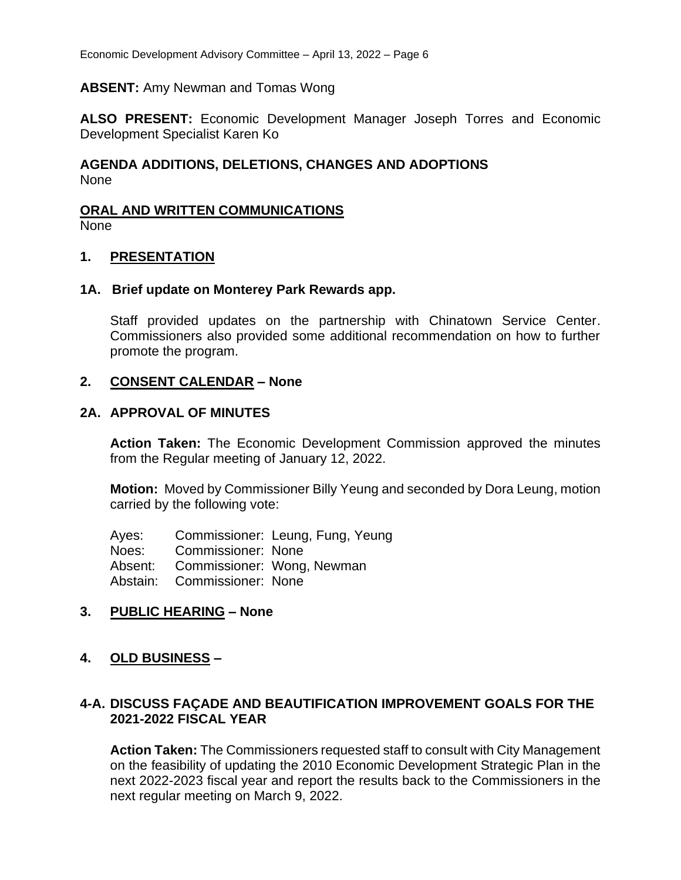**ABSENT:** Amy Newman and Tomas Wong

**ALSO PRESENT:** Economic Development Manager Joseph Torres and Economic Development Specialist Karen Ko

**AGENDA ADDITIONS, DELETIONS, CHANGES AND ADOPTIONS**
None

**ORAL AND WRITTEN COMMUNICATIONS**
None

## 1. PRESENTATION

### 1A. Brief update on Monterey Park Rewards app.

Staff provided updates on the partnership with Chinatown Service Center. Commissioners also provided some additional recommendation on how to further promote the program.

## 2. CONSENT CALENDAR – None

### 2A. APPROVAL OF MINUTES

**Action Taken:** The Economic Development Commission approved the minutes from the Regular meeting of January 12, 2022.

**Motion:** Moved by Commissioner Billy Yeung and seconded by Dora Leung, motion carried by the following vote:

Ayes: Commissioner: Leung, Fung, Yeung
Noes: Commissioner: None
Absent: Commissioner: Wong, Newman
Abstain: Commissioner: None

## 3. PUBLIC HEARING – None

## 4. OLD BUSINESS –

### 4-A. DISCUSS FAÇADE AND BEAUTIFICATION IMPROVEMENT GOALS FOR THE 2021-2022 FISCAL YEAR

**Action Taken:** The Commissioners requested staff to consult with City Management on the feasibility of updating the 2010 Economic Development Strategic Plan in the next 2022-2023 fiscal year and report the results back to the Commissioners in the next regular meeting on March 9, 2022.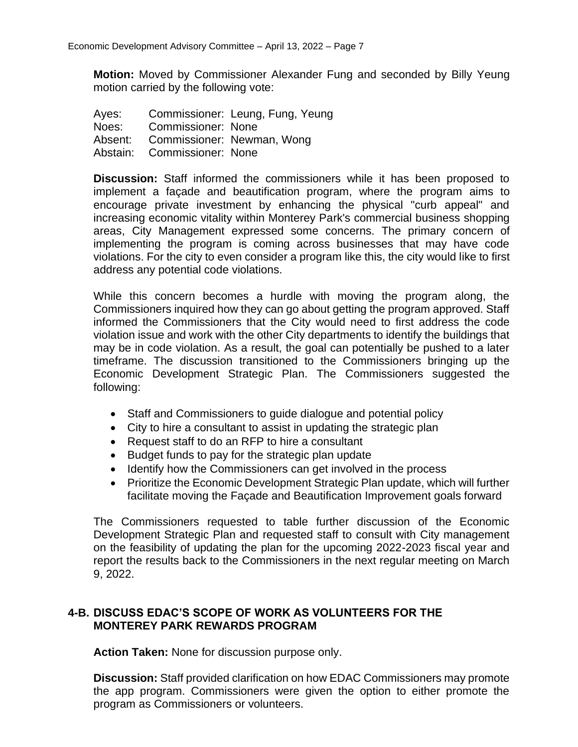**Motion:** Moved by Commissioner Alexander Fung and seconded by Billy Yeung motion carried by the following vote:

| | |
|---|---|
| Ayes: | Commissioner: Leung, Fung, Yeung |
| Noes: | Commissioner: None |
| Absent: | Commissioner: Newman, Wong |
| Abstain: | Commissioner: None |

**Discussion:** Staff informed the commissioners while it has been proposed to implement a façade and beautification program, where the program aims to encourage private investment by enhancing the physical "curb appeal" and increasing economic vitality within Monterey Park's commercial business shopping areas, City Management expressed some concerns. The primary concern of implementing the program is coming across businesses that may have code violations. For the city to even consider a program like this, the city would like to first address any potential code violations.

While this concern becomes a hurdle with moving the program along, the Commissioners inquired how they can go about getting the program approved. Staff informed the Commissioners that the City would need to first address the code violation issue and work with the other City departments to identify the buildings that may be in code violation. As a result, the goal can potentially be pushed to a later timeframe. The discussion transitioned to the Commissioners bringing up the Economic Development Strategic Plan. The Commissioners suggested the following:

- Staff and Commissioners to guide dialogue and potential policy
- City to hire a consultant to assist in updating the strategic plan
- Request staff to do an RFP to hire a consultant
- Budget funds to pay for the strategic plan update
- Identify how the Commissioners can get involved in the process
- Prioritize the Economic Development Strategic Plan update, which will further facilitate moving the Façade and Beautification Improvement goals forward

The Commissioners requested to table further discussion of the Economic Development Strategic Plan and requested staff to consult with City management on the feasibility of updating the plan for the upcoming 2022-2023 fiscal year and report the results back to the Commissioners in the next regular meeting on March 9, 2022.

## 4-B. DISCUSS EDAC'S SCOPE OF WORK AS VOLUNTEERS FOR THE MONTEREY PARK REWARDS PROGRAM

**Action Taken:** None for discussion purpose only.

**Discussion:** Staff provided clarification on how EDAC Commissioners may promote the app program. Commissioners were given the option to either promote the program as Commissioners or volunteers.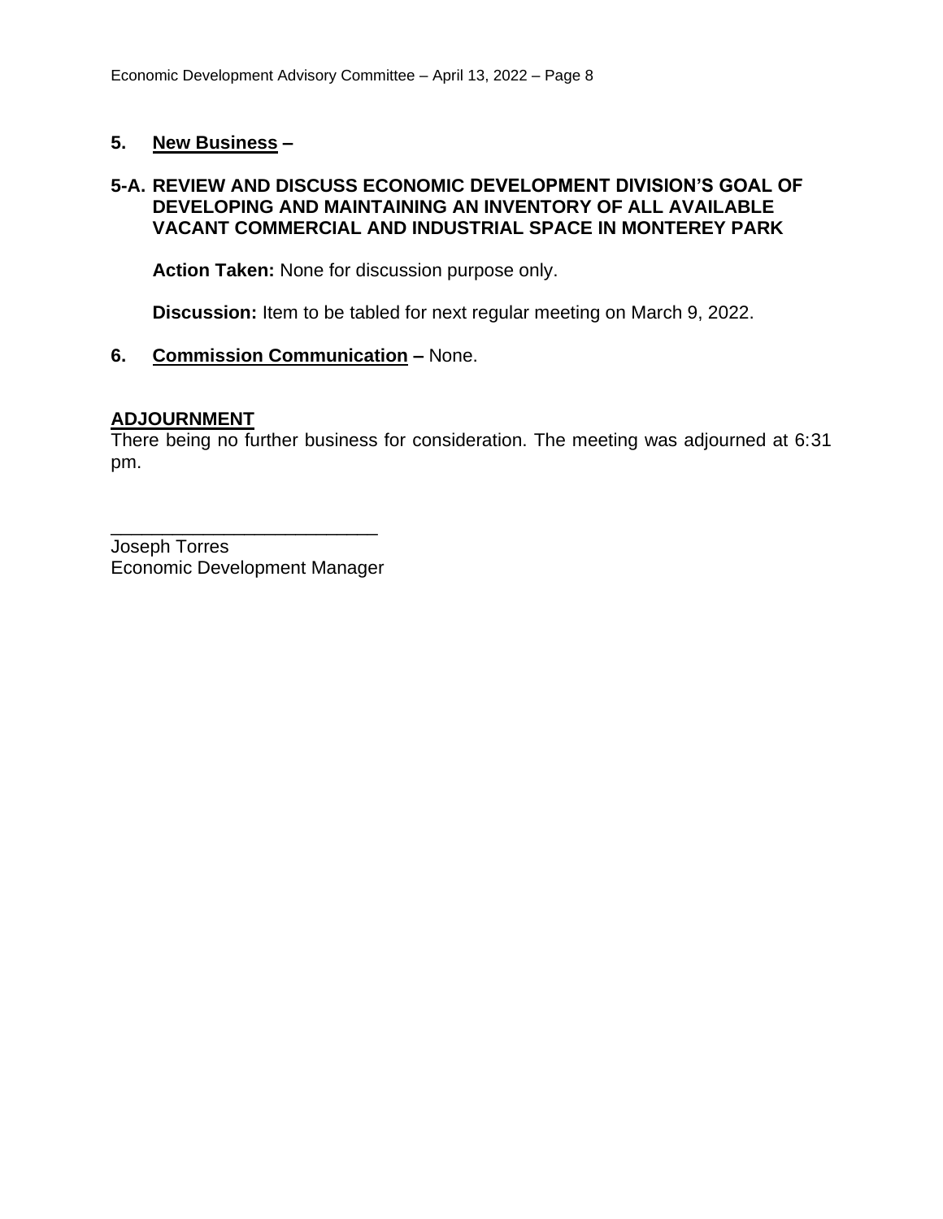## 5. **New Business –**

### 5-A. REVIEW AND DISCUSS ECONOMIC DEVELOPMENT DIVISION'S GOAL OF DEVELOPING AND MAINTAINING AN INVENTORY OF ALL AVAILABLE VACANT COMMERCIAL AND INDUSTRIAL SPACE IN MONTEREY PARK

**Action Taken:** None for discussion purpose only.

**Discussion:** Item to be tabled for next regular meeting on March 9, 2022.

## 6. **Commission Communication –** None.

## ADJOURNMENT

There being no further business for consideration. The meeting was adjourned at 6:31 pm.

\_\_\_\_\_\_\_\_\_\_\_\_\_\_\_\_\_\_\_\_\_\_\_\_\_\_\_
Joseph Torres
Economic Development Manager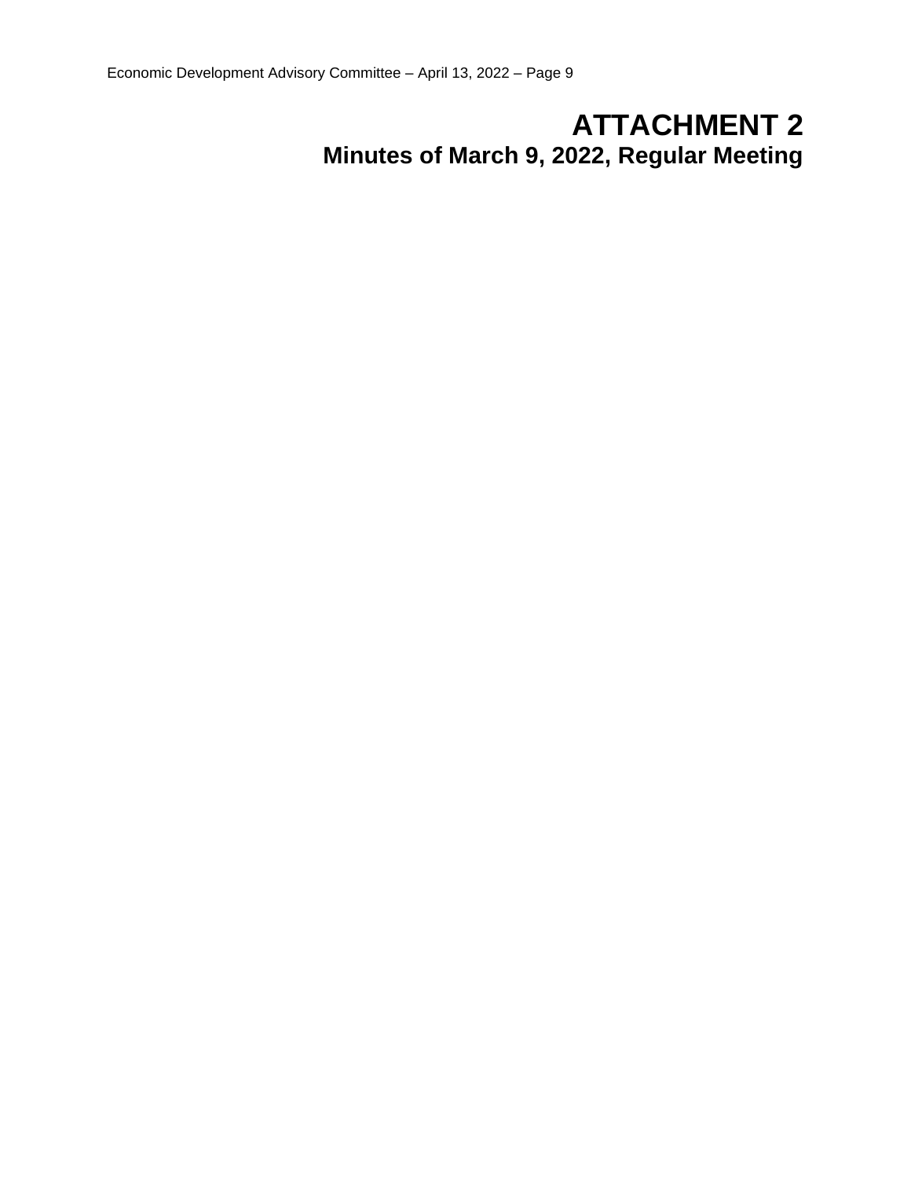# ATTACHMENT 2

## Minutes of March 9, 2022, Regular Meeting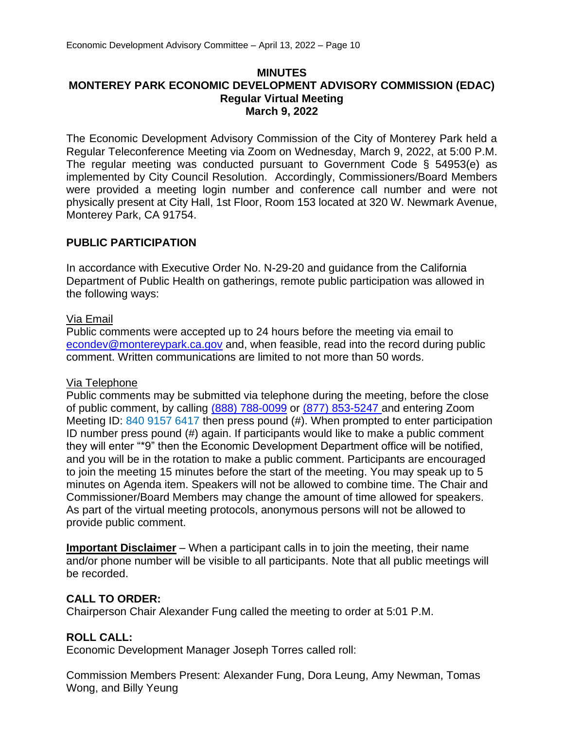# MINUTES
## MONTEREY PARK ECONOMIC DEVELOPMENT ADVISORY COMMISSION (EDAC)
### Regular Virtual Meeting
### March 9, 2022

The Economic Development Advisory Commission of the City of Monterey Park held a Regular Teleconference Meeting via Zoom on Wednesday, March 9, 2022, at 5:00 P.M. The regular meeting was conducted pursuant to Government Code § 54953(e) as implemented by City Council Resolution. Accordingly, Commissioners/Board Members were provided a meeting login number and conference call number and were not physically present at City Hall, 1st Floor, Room 153 located at 320 W. Newmark Avenue, Monterey Park, CA 91754.

## PUBLIC PARTICIPATION

In accordance with Executive Order No. N-29-20 and guidance from the California Department of Public Health on gatherings, remote public participation was allowed in the following ways:

Via Email

Public comments were accepted up to 24 hours before the meeting via email to econdev@montereypark.ca.gov and, when feasible, read into the record during public comment. Written communications are limited to not more than 50 words.

Via Telephone

Public comments may be submitted via telephone during the meeting, before the close of public comment, by calling (888) 788-0099 or (877) 853-5247 and entering Zoom Meeting ID: 840 9157 6417 then press pound (#). When prompted to enter participation ID number press pound (#) again. If participants would like to make a public comment they will enter "*9" then the Economic Development Department office will be notified, and you will be in the rotation to make a public comment. Participants are encouraged to join the meeting 15 minutes before the start of the meeting. You may speak up to 5 minutes on Agenda item. Speakers will not be allowed to combine time. The Chair and Commissioner/Board Members may change the amount of time allowed for speakers. As part of the virtual meeting protocols, anonymous persons will not be allowed to provide public comment.

**Important Disclaimer** – When a participant calls in to join the meeting, their name and/or phone number will be visible to all participants. Note that all public meetings will be recorded.

**CALL TO ORDER:**
Chairperson Chair Alexander Fung called the meeting to order at 5:01 P.M.

**ROLL CALL:**
Economic Development Manager Joseph Torres called roll:

Commission Members Present: Alexander Fung, Dora Leung, Amy Newman, Tomas Wong, and Billy Yeung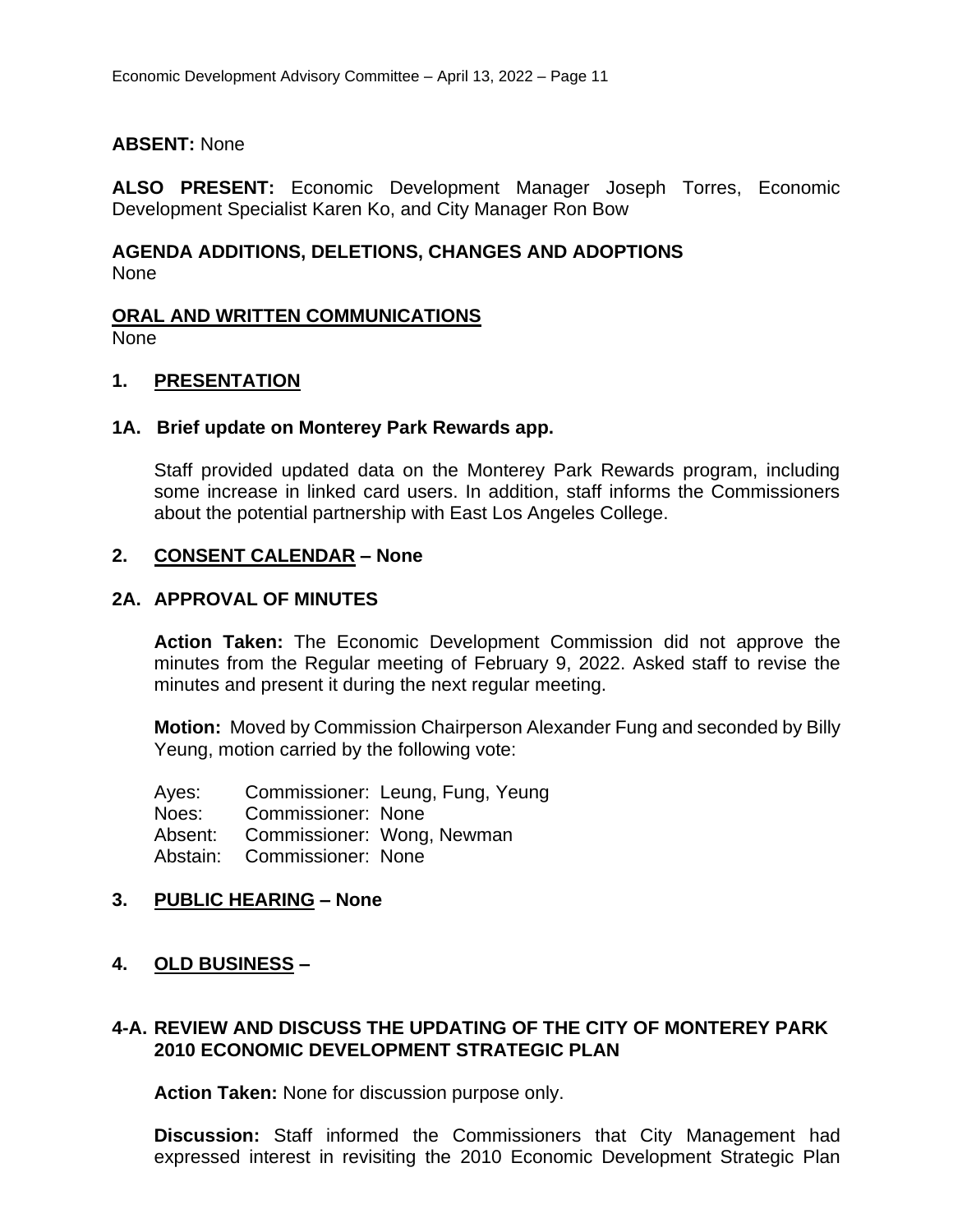**ABSENT:** None

**ALSO PRESENT:** Economic Development Manager Joseph Torres, Economic Development Specialist Karen Ko, and City Manager Ron Bow

**AGENDA ADDITIONS, DELETIONS, CHANGES AND ADOPTIONS**
None

**ORAL AND WRITTEN COMMUNICATIONS**
None

## 1. PRESENTATION

### 1A. Brief update on Monterey Park Rewards app.

Staff provided updated data on the Monterey Park Rewards program, including some increase in linked card users. In addition, staff informs the Commissioners about the potential partnership with East Los Angeles College.

## 2. CONSENT CALENDAR – None

### 2A. APPROVAL OF MINUTES

**Action Taken:** The Economic Development Commission did not approve the minutes from the Regular meeting of February 9, 2022. Asked staff to revise the minutes and present it during the next regular meeting.

**Motion:** Moved by Commission Chairperson Alexander Fung and seconded by Billy Yeung, motion carried by the following vote:

| | |
|---|---|
| Ayes: | Commissioner: Leung, Fung, Yeung |
| Noes: | Commissioner: None |
| Absent: | Commissioner: Wong, Newman |
| Abstain: | Commissioner: None |

## 3. PUBLIC HEARING – None

## 4. OLD BUSINESS –

### 4-A. REVIEW AND DISCUSS THE UPDATING OF THE CITY OF MONTEREY PARK 2010 ECONOMIC DEVELOPMENT STRATEGIC PLAN

**Action Taken:** None for discussion purpose only.

**Discussion:** Staff informed the Commissioners that City Management had expressed interest in revisiting the 2010 Economic Development Strategic Plan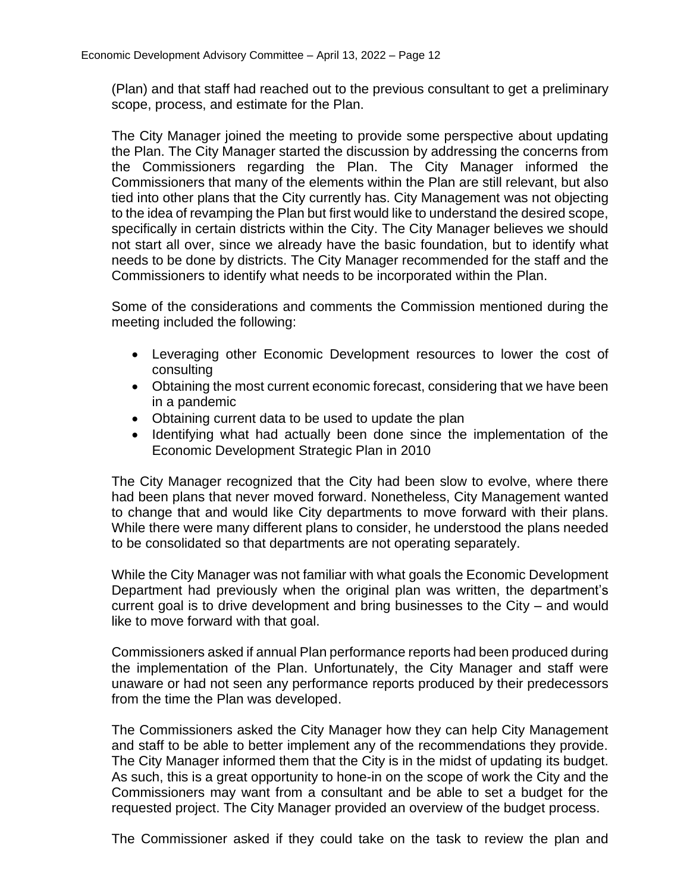(Plan) and that staff had reached out to the previous consultant to get a preliminary scope, process, and estimate for the Plan.

The City Manager joined the meeting to provide some perspective about updating the Plan. The City Manager started the discussion by addressing the concerns from the Commissioners regarding the Plan. The City Manager informed the Commissioners that many of the elements within the Plan are still relevant, but also tied into other plans that the City currently has. City Management was not objecting to the idea of revamping the Plan but first would like to understand the desired scope, specifically in certain districts within the City. The City Manager believes we should not start all over, since we already have the basic foundation, but to identify what needs to be done by districts. The City Manager recommended for the staff and the Commissioners to identify what needs to be incorporated within the Plan.

Some of the considerations and comments the Commission mentioned during the meeting included the following:

- Leveraging other Economic Development resources to lower the cost of consulting
- Obtaining the most current economic forecast, considering that we have been in a pandemic
- Obtaining current data to be used to update the plan
- Identifying what had actually been done since the implementation of the Economic Development Strategic Plan in 2010

The City Manager recognized that the City had been slow to evolve, where there had been plans that never moved forward. Nonetheless, City Management wanted to change that and would like City departments to move forward with their plans. While there were many different plans to consider, he understood the plans needed to be consolidated so that departments are not operating separately.

While the City Manager was not familiar with what goals the Economic Development Department had previously when the original plan was written, the department's current goal is to drive development and bring businesses to the City – and would like to move forward with that goal.

Commissioners asked if annual Plan performance reports had been produced during the implementation of the Plan. Unfortunately, the City Manager and staff were unaware or had not seen any performance reports produced by their predecessors from the time the Plan was developed.

The Commissioners asked the City Manager how they can help City Management and staff to be able to better implement any of the recommendations they provide. The City Manager informed them that the City is in the midst of updating its budget. As such, this is a great opportunity to hone-in on the scope of work the City and the Commissioners may want from a consultant and be able to set a budget for the requested project. The City Manager provided an overview of the budget process.

The Commissioner asked if they could take on the task to review the plan and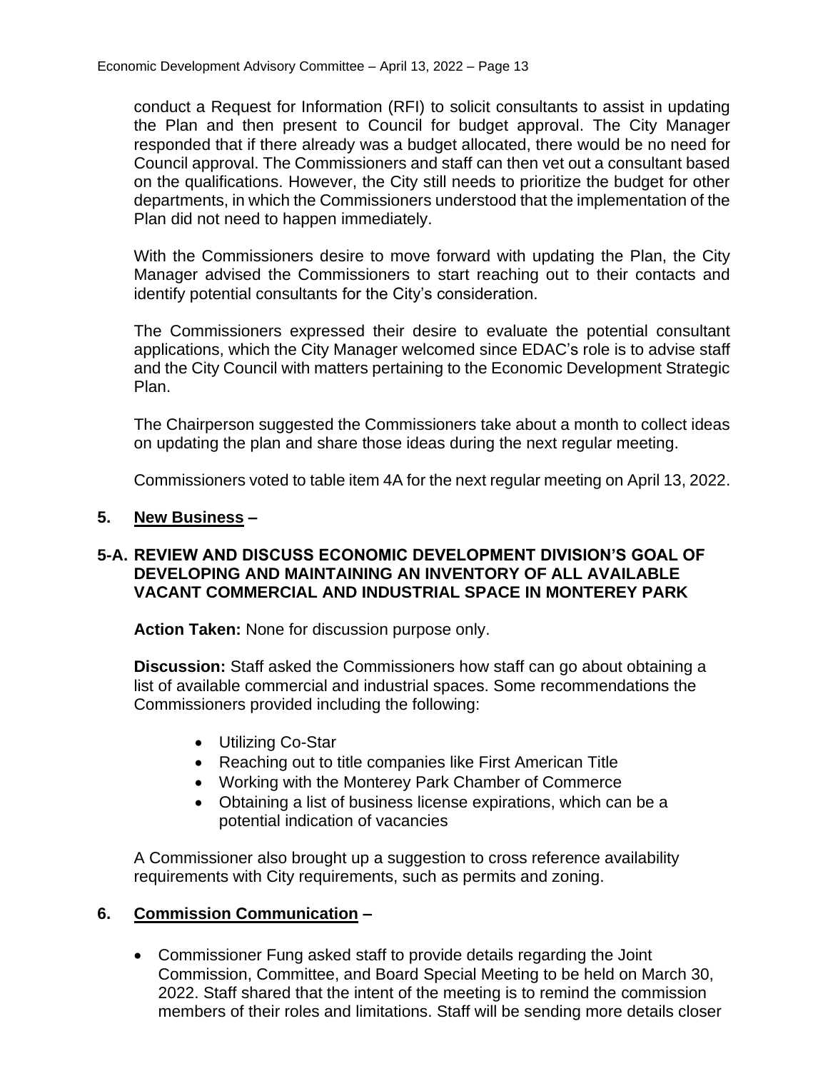conduct a Request for Information (RFI) to solicit consultants to assist in updating the Plan and then present to Council for budget approval. The City Manager responded that if there already was a budget allocated, there would be no need for Council approval. The Commissioners and staff can then vet out a consultant based on the qualifications. However, the City still needs to prioritize the budget for other departments, in which the Commissioners understood that the implementation of the Plan did not need to happen immediately.

With the Commissioners desire to move forward with updating the Plan, the City Manager advised the Commissioners to start reaching out to their contacts and identify potential consultants for the City's consideration.

The Commissioners expressed their desire to evaluate the potential consultant applications, which the City Manager welcomed since EDAC's role is to advise staff and the City Council with matters pertaining to the Economic Development Strategic Plan.

The Chairperson suggested the Commissioners take about a month to collect ideas on updating the plan and share those ideas during the next regular meeting.

Commissioners voted to table item 4A for the next regular meeting on April 13, 2022.

## 5. <u>New Business</u> –

### 5-A. REVIEW AND DISCUSS ECONOMIC DEVELOPMENT DIVISION'S GOAL OF DEVELOPING AND MAINTAINING AN INVENTORY OF ALL AVAILABLE VACANT COMMERCIAL AND INDUSTRIAL SPACE IN MONTEREY PARK

**Action Taken:** None for discussion purpose only.

**Discussion:** Staff asked the Commissioners how staff can go about obtaining a list of available commercial and industrial spaces. Some recommendations the Commissioners provided including the following:

- Utilizing Co-Star
- Reaching out to title companies like First American Title
- Working with the Monterey Park Chamber of Commerce
- Obtaining a list of business license expirations, which can be a potential indication of vacancies

A Commissioner also brought up a suggestion to cross reference availability requirements with City requirements, such as permits and zoning.

## 6. <u>Commission Communication</u> –

- Commissioner Fung asked staff to provide details regarding the Joint Commission, Committee, and Board Special Meeting to be held on March 30, 2022. Staff shared that the intent of the meeting is to remind the commission members of their roles and limitations. Staff will be sending more details closer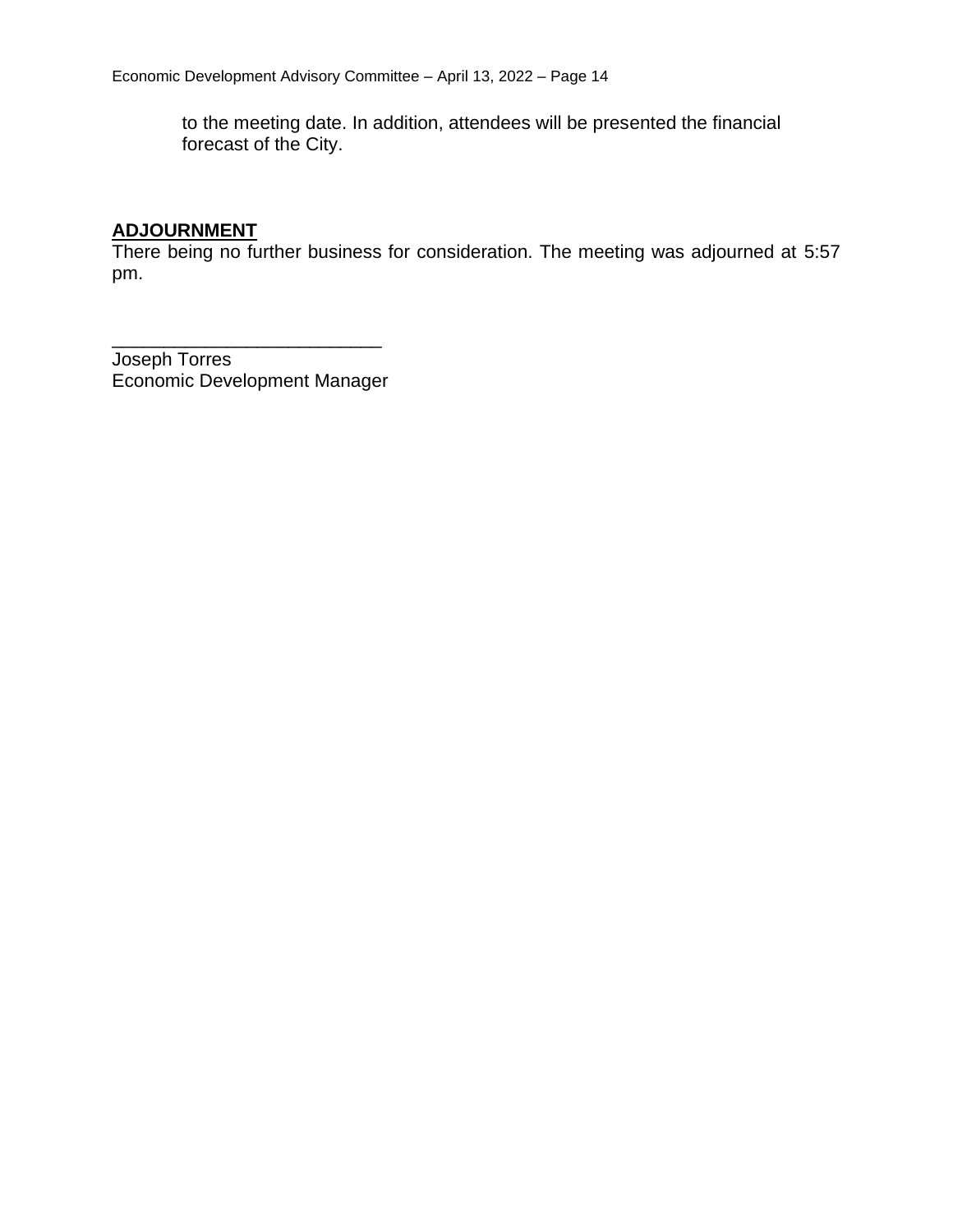to the meeting date. In addition, attendees will be presented the financial forecast of the City.

## ADJOURNMENT

There being no further business for consideration. The meeting was adjourned at 5:57 pm.

\_\_\_\_\_\_\_\_\_\_\_\_\_\_\_\_\_\_\_\_\_\_\_\_\_\_

Joseph Torres
Economic Development Manager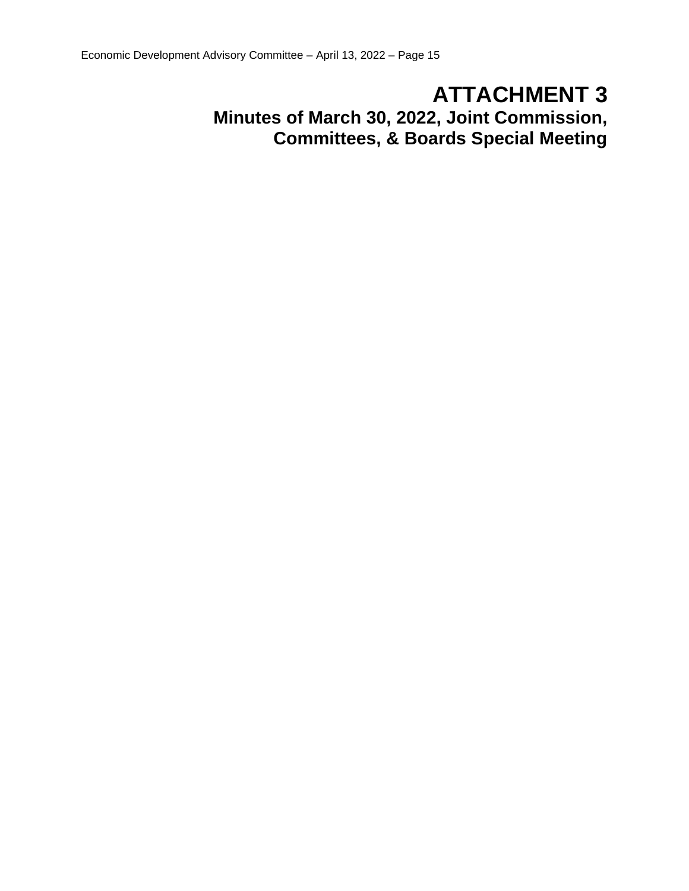# ATTACHMENT 3

## Minutes of March 30, 2022, Joint Commission, Committees, & Boards Special Meeting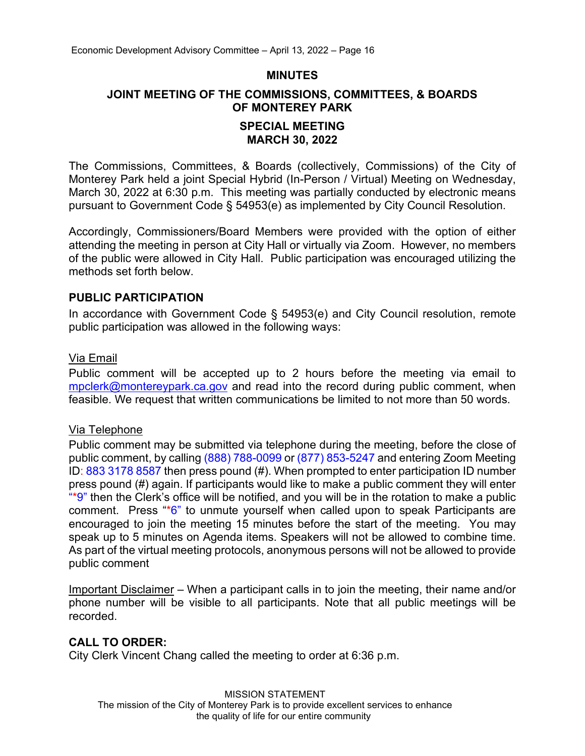# MINUTES

## JOINT MEETING OF THE COMMISSIONS, COMMITTEES, & BOARDS OF MONTEREY PARK

## SPECIAL MEETING MARCH 30, 2022

The Commissions, Committees, & Boards (collectively, Commissions) of the City of Monterey Park held a joint Special Hybrid (In-Person / Virtual) Meeting on Wednesday, March 30, 2022 at 6:30 p.m. This meeting was partially conducted by electronic means pursuant to Government Code § 54953(e) as implemented by City Council Resolution.

Accordingly, Commissioners/Board Members were provided with the option of either attending the meeting in person at City Hall or virtually via Zoom. However, no members of the public were allowed in City Hall. Public participation was encouraged utilizing the methods set forth below.

### PUBLIC PARTICIPATION

In accordance with Government Code § 54953(e) and City Council resolution, remote public participation was allowed in the following ways:

<u>Via Email</u>

Public comment will be accepted up to 2 hours before the meeting via email to mpclerk@montereypark.ca.gov and read into the record during public comment, when feasible. We request that written communications be limited to not more than 50 words.

<u>Via Telephone</u>

Public comment may be submitted via telephone during the meeting, before the close of public comment, by calling (888) 788-0099 or (877) 853-5247 and entering Zoom Meeting ID: 883 3178 8587 then press pound (#). When prompted to enter participation ID number press pound (#) again. If participants would like to make a public comment they will enter "*9" then the Clerk's office will be notified, and you will be in the rotation to make a public comment. Press "*6" to unmute yourself when called upon to speak Participants are encouraged to join the meeting 15 minutes before the start of the meeting. You may speak up to 5 minutes on Agenda items. Speakers will not be allowed to combine time. As part of the virtual meeting protocols, anonymous persons will not be allowed to provide public comment

<u>Important Disclaimer</u> – When a participant calls in to join the meeting, their name and/or phone number will be visible to all participants. Note that all public meetings will be recorded.

### CALL TO ORDER:

City Clerk Vincent Chang called the meeting to order at 6:36 p.m.

MISSION STATEMENT
The mission of the City of Monterey Park is to provide excellent services to enhance the quality of life for our entire community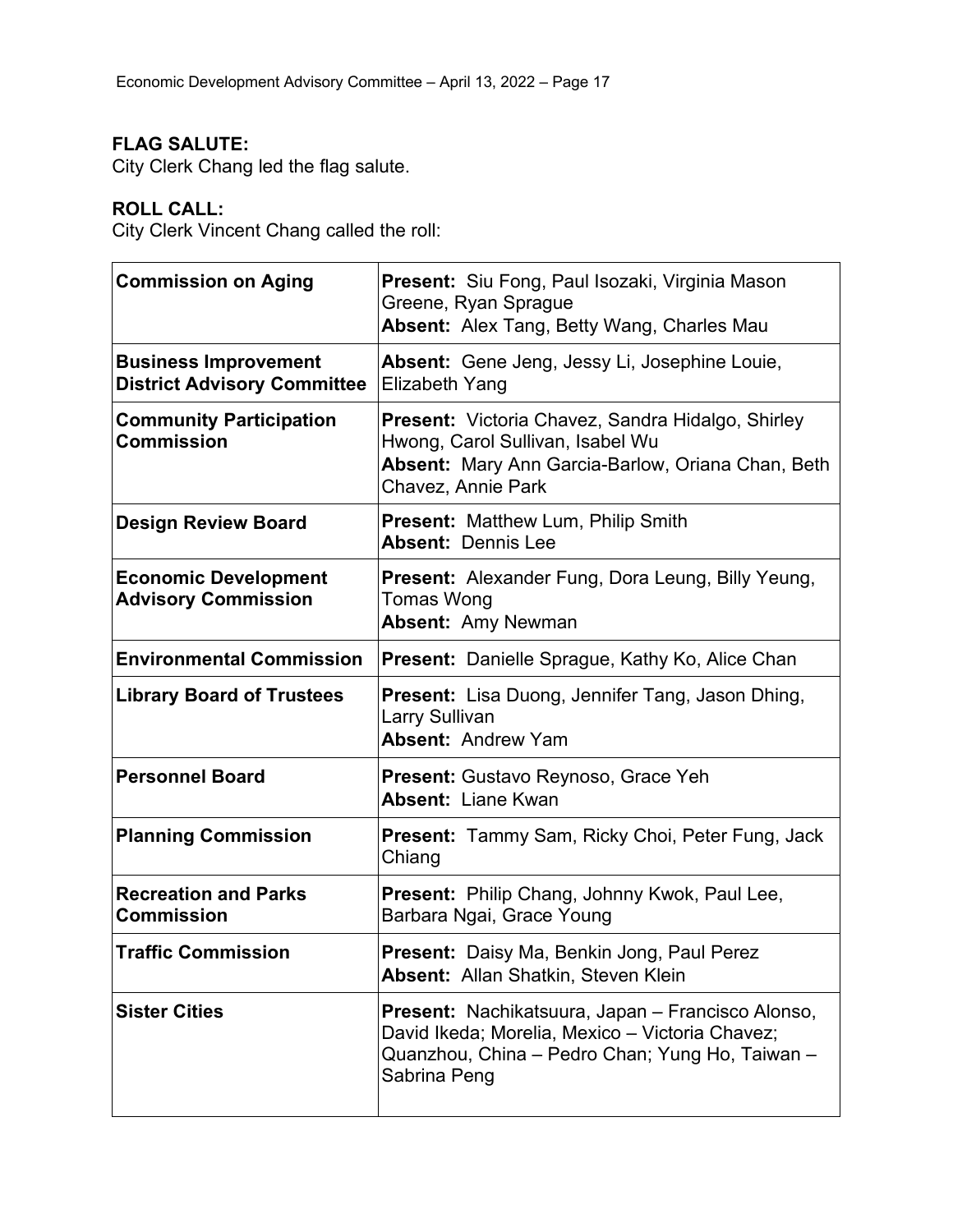**FLAG SALUTE:**
City Clerk Chang led the flag salute.

**ROLL CALL:**
City Clerk Vincent Chang called the roll:

| | |
|---|---|
| **Commission on Aging** | **Present:** Siu Fong, Paul Isozaki, Virginia Mason Greene, Ryan Sprague<br>**Absent:** Alex Tang, Betty Wang, Charles Mau |
| **Business Improvement District Advisory Committee** | **Absent:** Gene Jeng, Jessy Li, Josephine Louie, Elizabeth Yang |
| **Community Participation Commission** | **Present:** Victoria Chavez, Sandra Hidalgo, Shirley Hwong, Carol Sullivan, Isabel Wu<br>**Absent:** Mary Ann Garcia-Barlow, Oriana Chan, Beth Chavez, Annie Park |
| **Design Review Board** | **Present:** Matthew Lum, Philip Smith<br>**Absent:** Dennis Lee |
| **Economic Development Advisory Commission** | **Present:** Alexander Fung, Dora Leung, Billy Yeung, Tomas Wong<br>**Absent:** Amy Newman |
| **Environmental Commission** | **Present:** Danielle Sprague, Kathy Ko, Alice Chan |
| **Library Board of Trustees** | **Present:** Lisa Duong, Jennifer Tang, Jason Dhing, Larry Sullivan<br>**Absent:** Andrew Yam |
| **Personnel Board** | **Present:** Gustavo Reynoso, Grace Yeh<br>**Absent:** Liane Kwan |
| **Planning Commission** | **Present:** Tammy Sam, Ricky Choi, Peter Fung, Jack Chiang |
| **Recreation and Parks Commission** | **Present:** Philip Chang, Johnny Kwok, Paul Lee, Barbara Ngai, Grace Young |
| **Traffic Commission** | **Present:** Daisy Ma, Benkin Jong, Paul Perez<br>**Absent:** Allan Shatkin, Steven Klein |
| **Sister Cities** | **Present:** Nachikatsuura, Japan – Francisco Alonso, David Ikeda; Morelia, Mexico – Victoria Chavez; Quanzhou, China – Pedro Chan; Yung Ho, Taiwan – Sabrina Peng |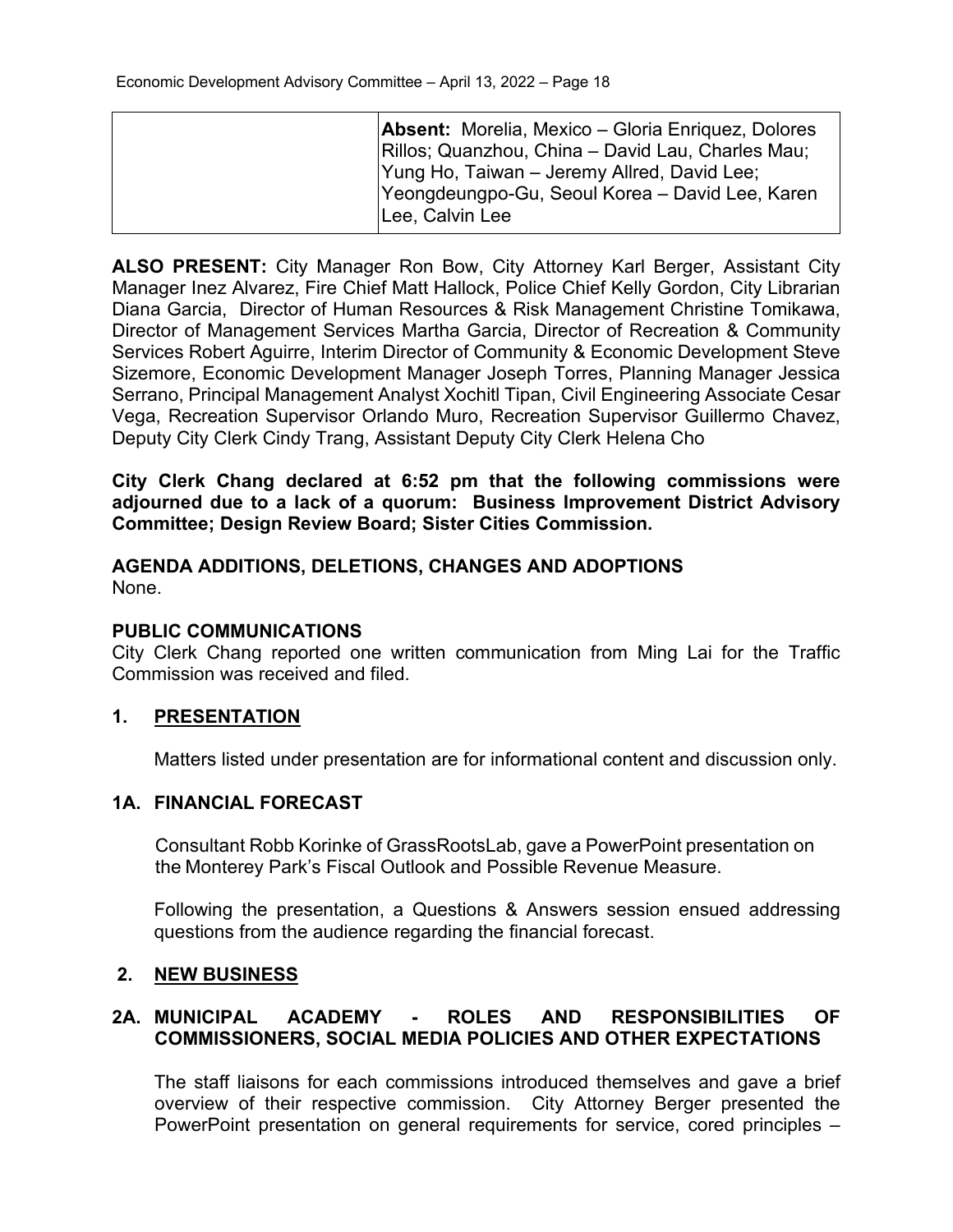| | **Absent:** Morelia, Mexico – Gloria Enriquez, Dolores Rillos; Quanzhou, China – David Lau, Charles Mau; Yung Ho, Taiwan – Jeremy Allred, David Lee; Yeongdeungpo-Gu, Seoul Korea – David Lee, Karen Lee, Calvin Lee |
|---|---|

**ALSO PRESENT:** City Manager Ron Bow, City Attorney Karl Berger, Assistant City Manager Inez Alvarez, Fire Chief Matt Hallock, Police Chief Kelly Gordon, City Librarian Diana Garcia, Director of Human Resources & Risk Management Christine Tomikawa, Director of Management Services Martha Garcia, Director of Recreation & Community Services Robert Aguirre, Interim Director of Community & Economic Development Steve Sizemore, Economic Development Manager Joseph Torres, Planning Manager Jessica Serrano, Principal Management Analyst Xochitl Tipan, Civil Engineering Associate Cesar Vega, Recreation Supervisor Orlando Muro, Recreation Supervisor Guillermo Chavez, Deputy City Clerk Cindy Trang, Assistant Deputy City Clerk Helena Cho

**City Clerk Chang declared at 6:52 pm that the following commissions were adjourned due to a lack of a quorum: Business Improvement District Advisory Committee; Design Review Board; Sister Cities Commission.**

**AGENDA ADDITIONS, DELETIONS, CHANGES AND ADOPTIONS**
None.

**PUBLIC COMMUNICATIONS**
City Clerk Chang reported one written communication from Ming Lai for the Traffic Commission was received and filed.

## 1. PRESENTATION

Matters listed under presentation are for informational content and discussion only.

### 1A. FINANCIAL FORECAST

Consultant Robb Korinke of GrassRootsLab, gave a PowerPoint presentation on the Monterey Park's Fiscal Outlook and Possible Revenue Measure.

Following the presentation, a Questions & Answers session ensued addressing questions from the audience regarding the financial forecast.

## 2. NEW BUSINESS

### 2A. MUNICIPAL ACADEMY - ROLES AND RESPONSIBILITIES OF COMMISSIONERS, SOCIAL MEDIA POLICIES AND OTHER EXPECTATIONS

The staff liaisons for each commissions introduced themselves and gave a brief overview of their respective commission. City Attorney Berger presented the PowerPoint presentation on general requirements for service, cored principles –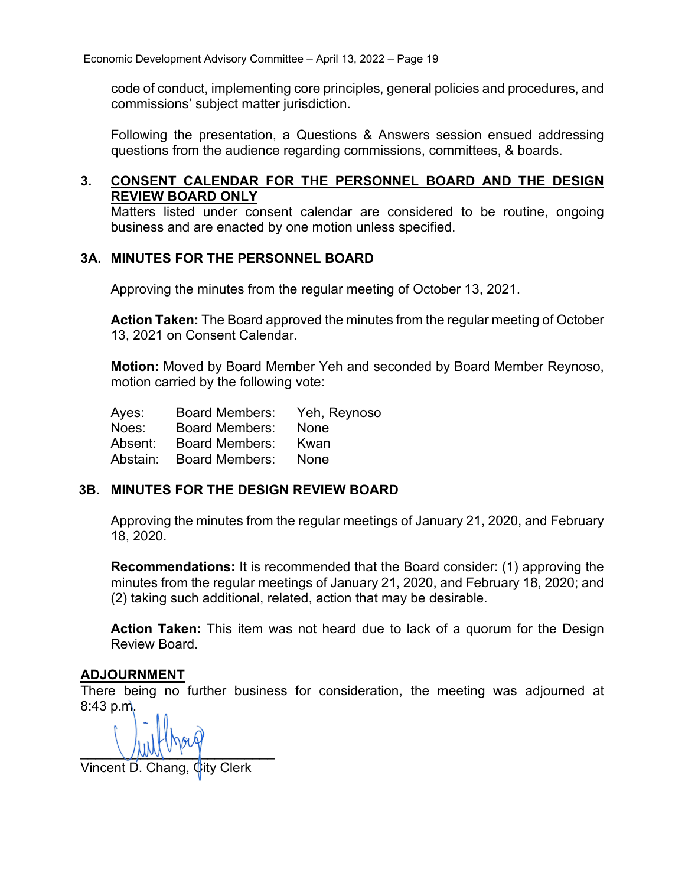code of conduct, implementing core principles, general policies and procedures, and commissions' subject matter jurisdiction.

Following the presentation, a Questions & Answers session ensued addressing questions from the audience regarding commissions, committees, & boards.

## 3. CONSENT CALENDAR FOR THE PERSONNEL BOARD AND THE DESIGN REVIEW BOARD ONLY

Matters listed under consent calendar are considered to be routine, ongoing business and are enacted by one motion unless specified.

### 3A. MINUTES FOR THE PERSONNEL BOARD

Approving the minutes from the regular meeting of October 13, 2021.

**Action Taken:** The Board approved the minutes from the regular meeting of October 13, 2021 on Consent Calendar.

**Motion:** Moved by Board Member Yeh and seconded by Board Member Reynoso, motion carried by the following vote:

| | | |
|---|---|---|
| Ayes: | Board Members: | Yeh, Reynoso |
| Noes: | Board Members: | None |
| Absent: | Board Members: | Kwan |
| Abstain: | Board Members: | None |

### 3B. MINUTES FOR THE DESIGN REVIEW BOARD

Approving the minutes from the regular meetings of January 21, 2020, and February 18, 2020.

**Recommendations:** It is recommended that the Board consider: (1) approving the minutes from the regular meetings of January 21, 2020, and February 18, 2020; and (2) taking such additional, related, action that may be desirable.

**Action Taken:** This item was not heard due to lack of a quorum for the Design Review Board.

## ADJOURNMENT

There being no further business for consideration, the meeting was adjourned at 8:43 p.m.

\_\_\_\_\_\_\_\_\_\_\_\_\_\_\_\_\_\_\_\_\_\_\_\_\_\_\_\_\_\_
Vincent D. Chang, City Clerk